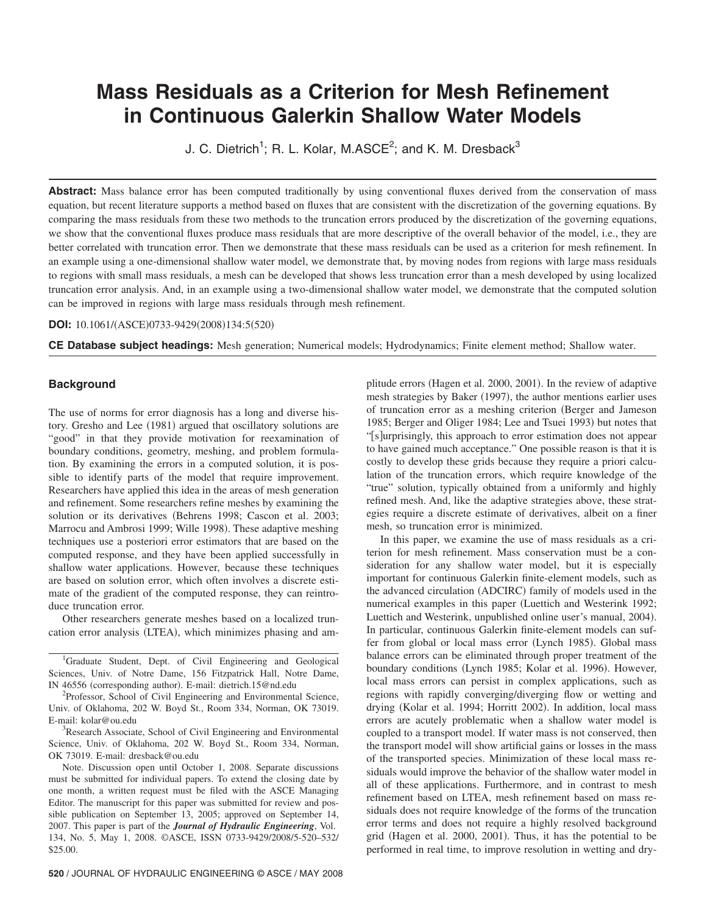# Mass Residuals as a Criterion for Mesh Refinement in Continuous Galerkin Shallow Water Models

J. C. Dietrich[1]; R. L. Kolar, M.ASCE[2]; and K. M. Dresback[3]

**Abstract:** Mass balance error has been computed traditionally by using conventional fluxes derived from the conservation of mass equation, but recent literature supports a method based on fluxes that are consistent with the discretization of the governing equations. By comparing the mass residuals from these two methods to the truncation errors produced by the discretization of the governing equations, we show that the conventional fluxes produce mass residuals that are more descriptive of the overall behavior of the model, i.e., they are better correlated with truncation error. Then we demonstrate that these mass residuals can be used as a criterion for mesh refinement. In an example using a one-dimensional shallow water model, we demonstrate that, by moving nodes from regions with large mass residuals to regions with small mass residuals, a mesh can be developed that shows less truncation error than a mesh developed by using localized truncation error analysis. And, in an example using a two-dimensional shallow water model, we demonstrate that the computed solution can be improved in regions with large mass residuals through mesh refinement.

**DOI:** 10.1061/(ASCE)0733-9429(2008)134:5(520)

**CE Database subject headings:** Mesh generation; Numerical models; Hydrodynamics; Finite element method; Shallow water.

## Background

The use of norms for error diagnosis has a long and diverse history. Gresho and Lee (1981) argued that oscillatory solutions are "good" in that they provide motivation for reexamination of boundary conditions, geometry, meshing, and problem formulation. By examining the errors in a computed solution, it is possible to identify parts of the model that require improvement. Researchers have applied this idea in the areas of mesh generation and refinement. Some researchers refine meshes by examining the solution or its derivatives (Behrens 1998; Cascon et al. 2003; Marrocu and Ambrosi 1999; Wille 1998). These adaptive meshing techniques use a posteriori error estimators that are based on the computed response, and they have been applied successfully in shallow water applications. However, because these techniques are based on solution error, which often involves a discrete estimate of the gradient of the computed response, they can reintroduce truncation error.

Other researchers generate meshes based on a localized truncation error analysis (LTEA), which minimizes phasing and amplitude errors (Hagen et al. 2000, 2001). In the review of adaptive mesh strategies by Baker (1997), the author mentions earlier uses of truncation error as a meshing criterion (Berger and Jameson 1985; Berger and Oliger 1984; Lee and Tsuei 1993) but notes that "[s]urprisingly, this approach to error estimation does not appear to have gained much acceptance." One possible reason is that it is costly to develop these grids because they require a priori calculation of the truncation errors, which require knowledge of the "true" solution, typically obtained from a uniformly and highly refined mesh. And, like the adaptive strategies above, these strategies require a discrete estimate of derivatives, albeit on a finer mesh, so truncation error is minimized.

In this paper, we examine the use of mass residuals as a criterion for mesh refinement. Mass conservation must be a consideration for any shallow water model, but it is especially important for continuous Galerkin finite-element models, such as the advanced circulation (ADCIRC) family of models used in the numerical examples in this paper (Luettich and Westerink 1992; Luettich and Westerink, unpublished online user's manual, 2004). In particular, continuous Galerkin finite-element models can suffer from global or local mass error (Lynch 1985). Global mass balance errors can be eliminated through proper treatment of the boundary conditions (Lynch 1985; Kolar et al. 1996). However, local mass errors can persist in complex applications, such as regions with rapidly converging/diverging flow or wetting and drying (Kolar et al. 1994; Horritt 2002). In addition, local mass errors are acutely problematic when a shallow water model is coupled to a transport model. If water mass is not conserved, then the transport model will show artificial gains or losses in the mass of the transported species. Minimization of these local mass residuals would improve the behavior of the shallow water model in all of these applications. Furthermore, and in contrast to mesh refinement based on LTEA, mesh refinement based on mass residuals does not require knowledge of the forms of the truncation error terms and does not require a highly resolved background grid (Hagen et al. 2000, 2001). Thus, it has the potential to be performed in real time, to improve resolution in wetting and dry-

[1]Graduate Student, Dept. of Civil Engineering and Geological Sciences, Univ. of Notre Dame, 156 Fitzpatrick Hall, Notre Dame, IN 46556 (corresponding author). E-mail: dietrich.15@nd.edu

[2]Professor, School of Civil Engineering and Environmental Science, Univ. of Oklahoma, 202 W. Boyd St., Room 334, Norman, OK 73019. E-mail: kolar@ou.edu

[3]Research Associate, School of Civil Engineering and Environmental Science, Univ. of Oklahoma, 202 W. Boyd St., Room 334, Norman, OK 73019. E-mail: dresback@ou.edu

Note. Discussion open until October 1, 2008. Separate discussions must be submitted for individual papers. To extend the closing date by one month, a written request must be filed with the ASCE Managing Editor. The manuscript for this paper was submitted for review and possible publication on September 13, 2005; approved on September 14, 2007. This paper is part of the ***Journal of Hydraulic Engineering***, Vol. 134, No. 5, May 1, 2008. ©ASCE, ISSN 0733-9429/2008/5-520–532/$25.00.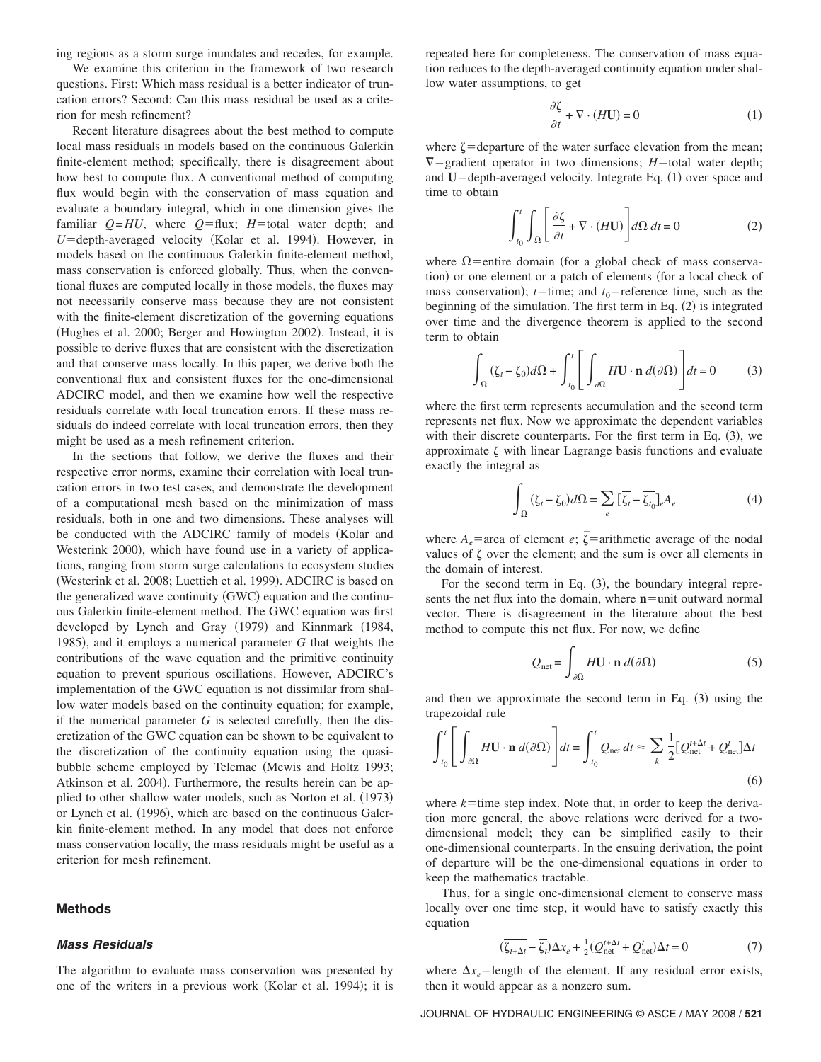ing regions as a storm surge inundates and recedes, for example.

We examine this criterion in the framework of two research questions. First: Which mass residual is a better indicator of truncation errors? Second: Can this mass residual be used as a criterion for mesh refinement?

Recent literature disagrees about the best method to compute local mass residuals in models based on the continuous Galerkin finite-element method; specifically, there is disagreement about how best to compute flux. A conventional method of computing flux would begin with the conservation of mass equation and evaluate a boundary integral, which in one dimension gives the familiar $Q=HU$, where $Q$=flux; $H$=total water depth; and $U$=depth-averaged velocity (Kolar et al. 1994). However, in models based on the continuous Galerkin finite-element method, mass conservation is enforced globally. Thus, when the conventional fluxes are computed locally in those models, the fluxes may not necessarily conserve mass because they are not consistent with the finite-element discretization of the governing equations (Hughes et al. 2000; Berger and Howington 2002). Instead, it is possible to derive fluxes that are consistent with the discretization and that conserve mass locally. In this paper, we derive both the conventional flux and consistent fluxes for the one-dimensional ADCIRC model, and then we examine how well the respective residuals correlate with local truncation errors. If these mass residuals do indeed correlate with local truncation errors, then they might be used as a mesh refinement criterion.

In the sections that follow, we derive the fluxes and their respective error norms, examine their correlation with local truncation errors in two test cases, and demonstrate the development of a computational mesh based on the minimization of mass residuals, both in one and two dimensions. These analyses will be conducted with the ADCIRC family of models (Kolar and Westerink 2000), which have found use in a variety of applications, ranging from storm surge calculations to ecosystem studies (Westerink et al. 2008; Luettich et al. 1999). ADCIRC is based on the generalized wave continuity (GWC) equation and the continuous Galerkin finite-element method. The GWC equation was first developed by Lynch and Gray (1979) and Kinnmark (1984, 1985), and it employs a numerical parameter $G$ that weights the contributions of the wave equation and the primitive continuity equation to prevent spurious oscillations. However, ADCIRC's implementation of the GWC equation is not dissimilar from shallow water models based on the continuity equation; for example, if the numerical parameter $G$ is selected carefully, then the discretization of the GWC equation can be shown to be equivalent to the discretization of the continuity equation using the quasi-bubble scheme employed by Telemac (Mewis and Holtz 1993; Atkinson et al. 2004). Furthermore, the results herein can be applied to other shallow water models, such as Norton et al. (1973) or Lynch et al. (1996), which are based on the continuous Galerkin finite-element method. In any model that does not enforce mass conservation locally, the mass residuals might be useful as a criterion for mesh refinement.

## Methods

### *Mass Residuals*

The algorithm to evaluate mass conservation was presented by one of the writers in a previous work (Kolar et al. 1994); it is repeated here for completeness. The conservation of mass equation reduces to the depth-averaged continuity equation under shallow water assumptions, to get

$$\frac{\partial \zeta}{\partial t} + \nabla \cdot (H\mathbf{U}) = 0 \tag{1}$$

where $\zeta$=departure of the water surface elevation from the mean; $\nabla$=gradient operator in two dimensions; $H$=total water depth; and $\mathbf{U}$=depth-averaged velocity. Integrate Eq. (1) over space and time to obtain

$$\int_{t_0}^{t} \int_{\Omega} \left[ \frac{\partial \zeta}{\partial t} + \nabla \cdot (H\mathbf{U}) \right] d\Omega \, dt = 0 \tag{2}$$

where $\Omega$=entire domain (for a global check of mass conservation) or one element or a patch of elements (for a local check of mass conservation); $t$=time; and $t_0$=reference time, such as the beginning of the simulation. The first term in Eq. (2) is integrated over time and the divergence theorem is applied to the second term to obtain

$$\int_{\Omega} (\zeta_t - \zeta_0) d\Omega + \int_{t_0}^{t} \left[ \int_{\partial\Omega} H\mathbf{U} \cdot \mathbf{n} \, d(\partial\Omega) \right] dt = 0 \tag{3}$$

where the first term represents accumulation and the second term represents net flux. Now we approximate the dependent variables with their discrete counterparts. For the first term in Eq. (3), we approximate $\zeta$ with linear Lagrange basis functions and evaluate exactly the integral as

$$\int_{\Omega} (\zeta_t - \zeta_0) d\Omega = \sum_{e} [\overline{\zeta_t} - \overline{\zeta_{t_0}}]_e A_e \tag{4}$$

where $A_e$=area of element $e$; $\bar{\zeta}$=arithmetic average of the nodal values of $\zeta$ over the element; and the sum is over all elements in the domain of interest.

For the second term in Eq. (3), the boundary integral represents the net flux into the domain, where $\mathbf{n}$=unit outward normal vector. There is disagreement in the literature about the best method to compute this net flux. For now, we define

$$Q_{\text{net}} = \int_{\partial\Omega} H\mathbf{U} \cdot \mathbf{n} \, d(\partial\Omega) \tag{5}$$

and then we approximate the second term in Eq. (3) using the trapezoidal rule

$$\int_{t_0}^{t} \left[ \int_{\partial\Omega} H\mathbf{U} \cdot \mathbf{n} \, d(\partial\Omega) \right] dt = \int_{t_0}^{t} Q_{\text{net}} \, dt \approx \sum_{k} \frac{1}{2} [Q_{\text{net}}^{t+\Delta t} + Q_{\text{net}}^{t}] \Delta t \tag{6}$$

where $k$=time step index. Note that, in order to keep the derivation more general, the above relations were derived for a two-dimensional model; they can be simplified easily to their one-dimensional counterparts. In the ensuing derivation, the point of departure will be the one-dimensional equations in order to keep the mathematics tractable.

Thus, for a single one-dimensional element to conserve mass locally over one time step, it would have to satisfy exactly this equation

$$(\overline{\zeta_{t+\Delta t}} - \overline{\zeta_t}) \Delta x_e + \tfrac{1}{2} (Q_{\text{net}}^{t+\Delta t} + Q_{\text{net}}^{t}) \Delta t = 0 \tag{7}$$

where $\Delta x_e$=length of the element. If any residual error exists, then it would appear as a nonzero sum.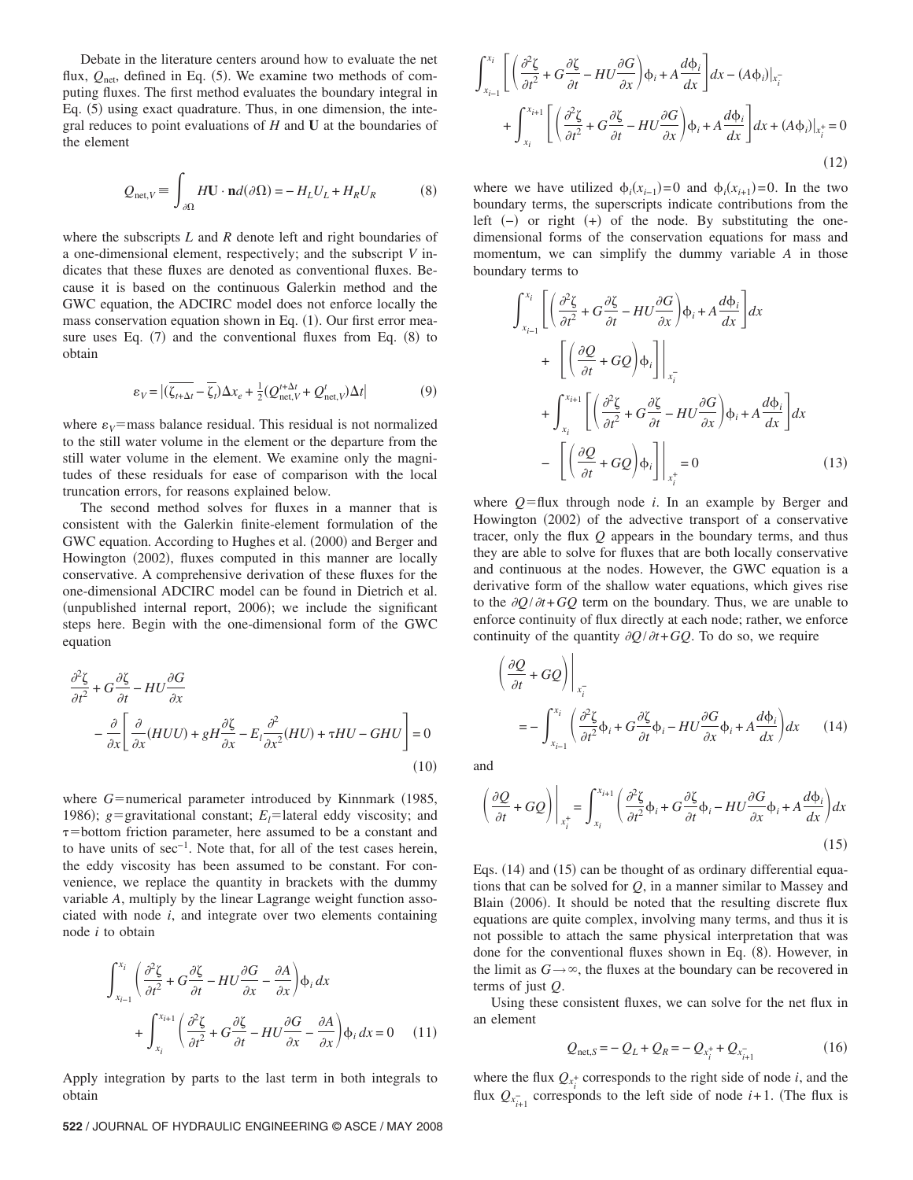Debate in the literature centers around how to evaluate the net flux, $Q_{\text{net}}$, defined in Eq. (5). We examine two methods of computing fluxes. The first method evaluates the boundary integral in Eq. (5) using exact quadrature. Thus, in one dimension, the integral reduces to point evaluations of $H$ and $\mathbf{U}$ at the boundaries of the element

$$Q_{\text{net},V} \equiv \int_{\partial\Omega} H\mathbf{U}\cdot\mathbf{n}\, d(\partial\Omega) = -H_L U_L + H_R U_R \tag{8}$$

where the subscripts $L$ and $R$ denote left and right boundaries of a one-dimensional element, respectively; and the subscript $V$ indicates that these fluxes are denoted as conventional fluxes. Because it is based on the continuous Galerkin method and the GWC equation, the ADCIRC model does not enforce locally the mass conservation equation shown in Eq. (1). Our first error measure uses Eq. (7) and the conventional fluxes from Eq. (8) to obtain

$$\varepsilon_V = \left|(\overline{\zeta_{t+\Delta t}} - \overline{\zeta_t})\Delta x_e + \tfrac{1}{2}(Q_{\text{net},V}^{t+\Delta t} + Q_{\text{net},V}^{t})\Delta t\right| \tag{9}$$

where $\varepsilon_V$=mass balance residual. This residual is not normalized to the still water volume in the element or the departure from the still water volume in the element. We examine only the magnitudes of these residuals for ease of comparison with the local truncation errors, for reasons explained below.

The second method solves for fluxes in a manner that is consistent with the Galerkin finite-element formulation of the GWC equation. According to Hughes et al. (2000) and Berger and Howington (2002), fluxes computed in this manner are locally conservative. A comprehensive derivation of these fluxes for the one-dimensional ADCIRC model can be found in Dietrich et al. (unpublished internal report, 2006); we include the significant steps here. Begin with the one-dimensional form of the GWC equation

$$\frac{\partial^2\zeta}{\partial t^2} + G\frac{\partial\zeta}{\partial t} - HU\frac{\partial G}{\partial x} - \frac{\partial}{\partial x}\left[\frac{\partial}{\partial x}(HUU) + gH\frac{\partial\zeta}{\partial x} - E_l\frac{\partial^2}{\partial x^2}(HU) + \tau HU - GHU\right] = 0 \tag{10}$$

where $G$=numerical parameter introduced by Kinnmark (1985, 1986); $g$=gravitational constant; $E_l$=lateral eddy viscosity; and $\tau$=bottom friction parameter, here assumed to be a constant and to have units of $\sec^{-1}$. Note that, for all of the test cases herein, the eddy viscosity has been assumed to be constant. For convenience, we replace the quantity in brackets with the dummy variable $A$, multiply by the linear Lagrange weight function associated with node $i$, and integrate over two elements containing node $i$ to obtain

$$\int_{x_{i-1}}^{x_i}\left(\frac{\partial^2\zeta}{\partial t^2} + G\frac{\partial\zeta}{\partial t} - HU\frac{\partial G}{\partial x} - \frac{\partial A}{\partial x}\right)\phi_i\, dx + \int_{x_i}^{x_{i+1}}\left(\frac{\partial^2\zeta}{\partial t^2} + G\frac{\partial\zeta}{\partial t} - HU\frac{\partial G}{\partial x} - \frac{\partial A}{\partial x}\right)\phi_i\, dx = 0 \tag{11}$$

Apply integration by parts to the last term in both integrals to obtain

$$\int_{x_{i-1}}^{x_i}\left[\left(\frac{\partial^2\zeta}{\partial t^2} + G\frac{\partial\zeta}{\partial t} - HU\frac{\partial G}{\partial x}\right)\phi_i + A\frac{d\phi_i}{dx}\right]dx - (A\phi_i)\big|_{x_i^-} + \int_{x_i}^{x_{i+1}}\left[\left(\frac{\partial^2\zeta}{\partial t^2} + G\frac{\partial\zeta}{\partial t} - HU\frac{\partial G}{\partial x}\right)\phi_i + A\frac{d\phi_i}{dx}\right]dx + (A\phi_i)\big|_{x_i^+} = 0 \tag{12}$$

where we have utilized $\phi_i(x_{i-1})=0$ and $\phi_i(x_{i+1})=0$. In the two boundary terms, the superscripts indicate contributions from the left (−) or right (+) of the node. By substituting the one-dimensional forms of the conservation equations for mass and momentum, we can simplify the dummy variable $A$ in those boundary terms to

$$\int_{x_{i-1}}^{x_i}\left[\left(\frac{\partial^2\zeta}{\partial t^2} + G\frac{\partial\zeta}{\partial t} - HU\frac{\partial G}{\partial x}\right)\phi_i + A\frac{d\phi_i}{dx}\right]dx + \left[\left(\frac{\partial Q}{\partial t} + GQ\right)\phi_i\right]\Bigg|_{x_i^-} + \int_{x_i}^{x_{i+1}}\left[\left(\frac{\partial^2\zeta}{\partial t^2} + G\frac{\partial\zeta}{\partial t} - HU\frac{\partial G}{\partial x}\right)\phi_i + A\frac{d\phi_i}{dx}\right]dx - \left[\left(\frac{\partial Q}{\partial t} + GQ\right)\phi_i\right]\Bigg|_{x_i^+} = 0 \tag{13}$$

where $Q$=flux through node $i$. In an example by Berger and Howington (2002) of the advective transport of a conservative tracer, only the flux $Q$ appears in the boundary terms, and thus they are able to solve for fluxes that are both locally conservative and continuous at the nodes. However, the GWC equation is a derivative form of the shallow water equations, which gives rise to the $\partial Q/\partial t + GQ$ term on the boundary. Thus, we are unable to enforce continuity of flux directly at each node; rather, we enforce continuity of the quantity $\partial Q/\partial t + GQ$. To do so, we require

$$\left(\frac{\partial Q}{\partial t} + GQ\right)\Bigg|_{x_i^-} = -\int_{x_{i-1}}^{x_i}\left(\frac{\partial^2\zeta}{\partial t^2}\phi_i + G\frac{\partial\zeta}{\partial t}\phi_i - HU\frac{\partial G}{\partial x}\phi_i + A\frac{d\phi_i}{dx}\right)dx \tag{14}$$

and

$$\left(\frac{\partial Q}{\partial t} + GQ\right)\Bigg|_{x_i^+} = \int_{x_i}^{x_{i+1}}\left(\frac{\partial^2\zeta}{\partial t^2}\phi_i + G\frac{\partial\zeta}{\partial t}\phi_i - HU\frac{\partial G}{\partial x}\phi_i + A\frac{d\phi_i}{dx}\right)dx \tag{15}$$

Eqs. (14) and (15) can be thought of as ordinary differential equations that can be solved for $Q$, in a manner similar to Massey and Blain (2006). It should be noted that the resulting discrete flux equations are quite complex, involving many terms, and thus it is not possible to attach the same physical interpretation that was done for the conventional fluxes shown in Eq. (8). However, in the limit as $G\to\infty$, the fluxes at the boundary can be recovered in terms of just $Q$.

Using these consistent fluxes, we can solve for the net flux in an element

$$Q_{\text{net},S} = -Q_L + Q_R = -Q_{x_i^+} + Q_{x_{i+1}^-} \tag{16}$$

where the flux $Q_{x_i^+}$ corresponds to the right side of node $i$, and the flux $Q_{x_{i+1}^-}$ corresponds to the left side of node $i+1$. (The flux is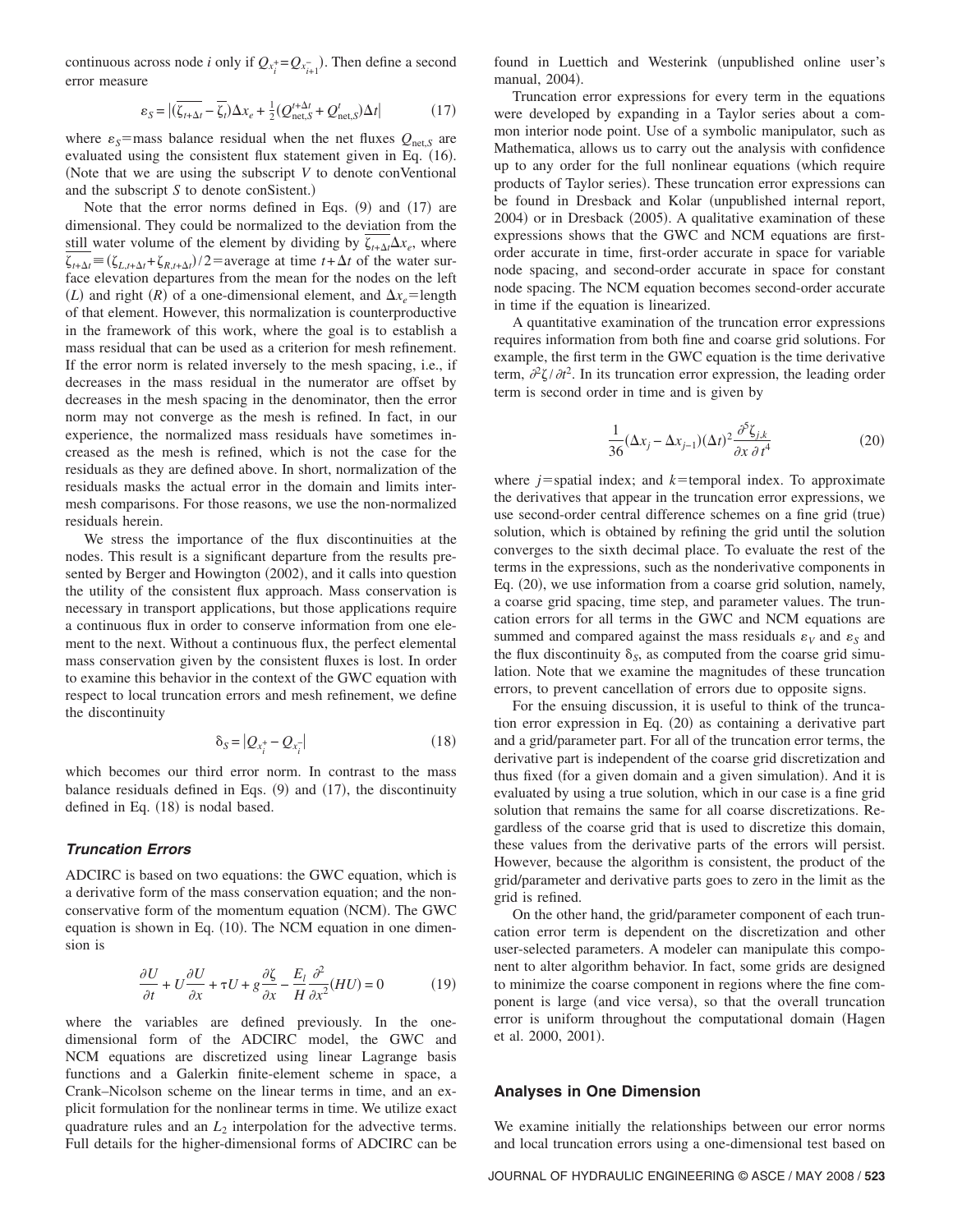continuous across node $i$ only if $Q_{x_i^+} = Q_{x_{i+1}^-}$). Then define a second error measure

$$\varepsilon_S = \left|(\overline{\zeta_{t+\Delta t}} - \overline{\zeta_t})\Delta x_e + \tfrac{1}{2}(Q_{\text{net},S}^{t+\Delta t} + Q_{\text{net},S}^{t})\Delta t\right| \tag{17}$$

where $\varepsilon_S$=mass balance residual when the net fluxes $Q_{\text{net},S}$ are evaluated using the consistent flux statement given in Eq. (16). (Note that we are using the subscript $V$ to denote conVentional and the subscript $S$ to denote conSistent.)

Note that the error norms defined in Eqs. (9) and (17) are dimensional. They could be normalized to the deviation from the still water volume of the element by dividing by $\overline{\zeta_{t+\Delta t}}\Delta x_e$, where $\overline{\zeta_{t+\Delta t}} \equiv (\zeta_{L,t+\Delta t} + \zeta_{R,t+\Delta t})/2$=average at time $t+\Delta t$ of the water surface elevation departures from the mean for the nodes on the left ($L$) and right ($R$) of a one-dimensional element, and $\Delta x_e$=length of that element. However, this normalization is counterproductive in the framework of this work, where the goal is to establish a mass residual that can be used as a criterion for mesh refinement. If the error norm is related inversely to the mesh spacing, i.e., if decreases in the mass residual in the numerator are offset by decreases in the mesh spacing in the denominator, then the error norm may not converge as the mesh is refined. In fact, in our experience, the normalized mass residuals have sometimes increased as the mesh is refined, which is not the case for the residuals as they are defined above. In short, normalization of the residuals masks the actual error in the domain and limits intermesh comparisons. For those reasons, we use the non-normalized residuals herein.

We stress the importance of the flux discontinuities at the nodes. This result is a significant departure from the results presented by Berger and Howington (2002), and it calls into question the utility of the consistent flux approach. Mass conservation is necessary in transport applications, but those applications require a continuous flux in order to conserve information from one element to the next. Without a continuous flux, the perfect elemental mass conservation given by the consistent fluxes is lost. In order to examine this behavior in the context of the GWC equation with respect to local truncation errors and mesh refinement, we define the discontinuity

$$\delta_S = |Q_{x_i^+} - Q_{x_i^-}| \tag{18}$$

which becomes our third error norm. In contrast to the mass balance residuals defined in Eqs. (9) and (17), the discontinuity defined in Eq. (18) is nodal based.

### Truncation Errors

ADCIRC is based on two equations: the GWC equation, which is a derivative form of the mass conservation equation; and the nonconservative form of the momentum equation (NCM). The GWC equation is shown in Eq. (10). The NCM equation in one dimension is

$$\frac{\partial U}{\partial t} + U\frac{\partial U}{\partial x} + \tau U + g\frac{\partial \zeta}{\partial x} - \frac{E_l}{H}\frac{\partial^2}{\partial x^2}(HU) = 0 \tag{19}$$

where the variables are defined previously. In the one-dimensional form of the ADCIRC model, the GWC and NCM equations are discretized using linear Lagrange basis functions and a Galerkin finite-element scheme in space, a Crank–Nicolson scheme on the linear terms in time, and an explicit formulation for the nonlinear terms in time. We utilize exact quadrature rules and an $L_2$ interpolation for the advective terms. Full details for the higher-dimensional forms of ADCIRC can be found in Luettich and Westerink (unpublished online user's manual, 2004).

Truncation error expressions for every term in the equations were developed by expanding in a Taylor series about a common interior node point. Use of a symbolic manipulator, such as Mathematica, allows us to carry out the analysis with confidence up to any order for the full nonlinear equations (which require products of Taylor series). These truncation error expressions can be found in Dresback and Kolar (unpublished internal report, 2004) or in Dresback (2005). A qualitative examination of these expressions shows that the GWC and NCM equations are first-order accurate in time, first-order accurate in space for variable node spacing, and second-order accurate in space for constant node spacing. The NCM equation becomes second-order accurate in time if the equation is linearized.

A quantitative examination of the truncation error expressions requires information from both fine and coarse grid solutions. For example, the first term in the GWC equation is the time derivative term, $\partial^2\zeta/\partial t^2$. In its truncation error expression, the leading order term is second order in time and is given by

$$\frac{1}{36}(\Delta x_j - \Delta x_{j-1})(\Delta t)^2\frac{\partial^5 \zeta_{j,k}}{\partial x\,\partial t^4} \tag{20}$$

where $j$=spatial index; and $k$=temporal index. To approximate the derivatives that appear in the truncation error expressions, we use second-order central difference schemes on a fine grid (true) solution, which is obtained by refining the grid until the solution converges to the sixth decimal place. To evaluate the rest of the terms in the expressions, such as the nonderivative components in Eq. (20), we use information from a coarse grid solution, namely, a coarse grid spacing, time step, and parameter values. The truncation errors for all terms in the GWC and NCM equations are summed and compared against the mass residuals $\varepsilon_V$ and $\varepsilon_S$ and the flux discontinuity $\delta_S$, as computed from the coarse grid simulation. Note that we examine the magnitudes of these truncation errors, to prevent cancellation of errors due to opposite signs.

For the ensuing discussion, it is useful to think of the truncation error expression in Eq. (20) as containing a derivative part and a grid/parameter part. For all of the truncation error terms, the derivative part is independent of the coarse grid discretization and thus fixed (for a given domain and a given simulation). And it is evaluated by using a true solution, which in our case is a fine grid solution that remains the same for all coarse discretizations. Regardless of the coarse grid that is used to discretize this domain, these values from the derivative parts of the errors will persist. However, because the algorithm is consistent, the product of the grid/parameter and derivative parts goes to zero in the limit as the grid is refined.

On the other hand, the grid/parameter component of each truncation error term is dependent on the discretization and other user-selected parameters. A modeler can manipulate this component to alter algorithm behavior. In fact, some grids are designed to minimize the coarse component in regions where the fine component is large (and vice versa), so that the overall truncation error is uniform throughout the computational domain (Hagen et al. 2000, 2001).

### Analyses in One Dimension

We examine initially the relationships between our error norms and local truncation errors using a one-dimensional test based on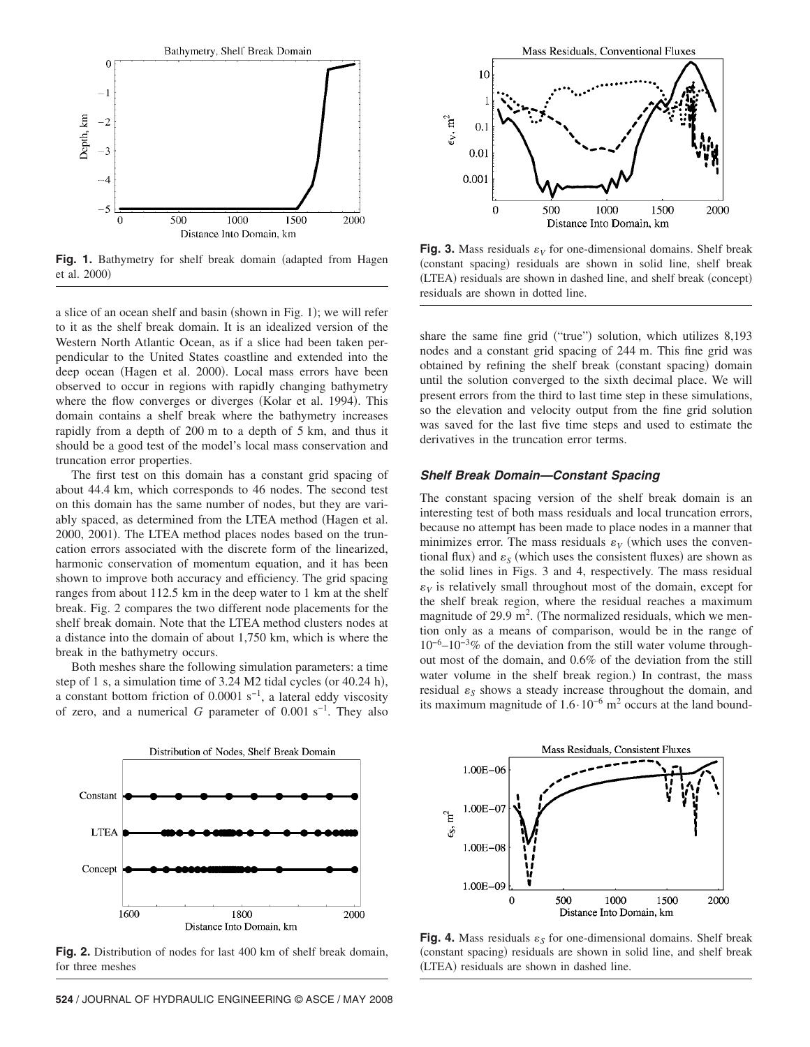Fig. 1. Bathymetry for shelf break domain (adapted from Hagen et al. 2000)

a slice of an ocean shelf and basin (shown in Fig. 1); we will refer to it as the shelf break domain. It is an idealized version of the Western North Atlantic Ocean, as if a slice had been taken perpendicular to the United States coastline and extended into the deep ocean (Hagen et al. 2000). Local mass errors have been observed to occur in regions with rapidly changing bathymetry where the flow converges or diverges (Kolar et al. 1994). This domain contains a shelf break where the bathymetry increases rapidly from a depth of 200 m to a depth of 5 km, and thus it should be a good test of the model's local mass conservation and truncation error properties.

The first test on this domain has a constant grid spacing of about 44.4 km, which corresponds to 46 nodes. The second test on this domain has the same number of nodes, but they are variably spaced, as determined from the LTEA method (Hagen et al. 2000, 2001). The LTEA method places nodes based on the truncation errors associated with the discrete form of the linearized, harmonic conservation of momentum equation, and it has been shown to improve both accuracy and efficiency. The grid spacing ranges from about 112.5 km in the deep water to 1 km at the shelf break. Fig. 2 compares the two different node placements for the shelf break domain. Note that the LTEA method clusters nodes at a distance into the domain of about 1,750 km, which is where the break in the bathymetry occurs.

Both meshes share the following simulation parameters: a time step of 1 s, a simulation time of 3.24 M2 tidal cycles (or 40.24 h), a constant bottom friction of $0.0001 \text{ s}^{-1}$, a lateral eddy viscosity of zero, and a numerical $G$ parameter of $0.001 \text{ s}^{-1}$. They also share the same fine grid ("true") solution, which utilizes 8,193 nodes and a constant grid spacing of 244 m. This fine grid was obtained by refining the shelf break (constant spacing) domain until the solution converged to the sixth decimal place. We will present errors from the third to last time step in these simulations, so the elevation and velocity output from the fine grid solution was saved for the last five time steps and used to estimate the derivatives in the truncation error terms.

Fig. 2. Distribution of nodes for last 400 km of shelf break domain, for three meshes

Fig. 3. Mass residuals $\varepsilon_V$ for one-dimensional domains. Shelf break (constant spacing) residuals are shown in solid line, shelf break (LTEA) residuals are shown in dashed line, and shelf break (concept) residuals are shown in dotted line.

### *Shelf Break Domain—Constant Spacing*

The constant spacing version of the shelf break domain is an interesting test of both mass residuals and local truncation errors, because no attempt has been made to place nodes in a manner that minimizes error. The mass residuals $\varepsilon_V$ (which uses the conventional flux) and $\varepsilon_S$ (which uses the consistent fluxes) are shown as the solid lines in Figs. 3 and 4, respectively. The mass residual $\varepsilon_V$ is relatively small throughout most of the domain, except for the shelf break region, where the residual reaches a maximum magnitude of $29.9 \text{ m}^2$. (The normalized residuals, which we mention only as a means of comparison, would be in the range of $10^{-6}$–$10^{-3}$% of the deviation from the still water volume throughout most of the domain, and 0.6% of the deviation from the still water volume in the shelf break region.) In contrast, the mass residual $\varepsilon_S$ shows a steady increase throughout the domain, and its maximum magnitude of $1.6 \cdot 10^{-6} \text{ m}^2$ occurs at the land bound-

Fig. 4. Mass residuals $\varepsilon_S$ for one-dimensional domains. Shelf break (constant spacing) residuals are shown in solid line, and shelf break (LTEA) residuals are shown in dashed line.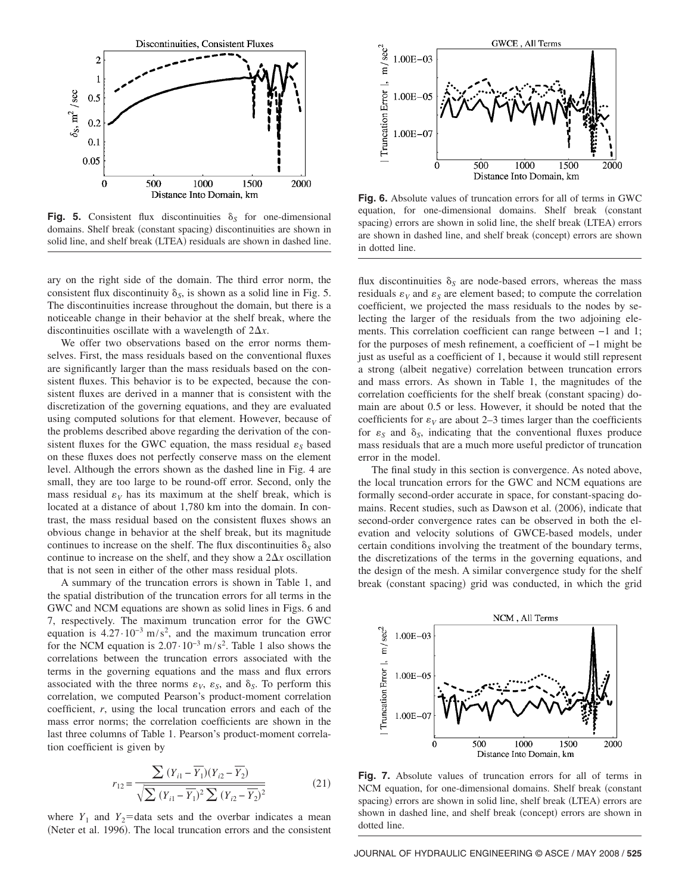**Fig. 5.** Consistent flux discontinuities $\delta_S$ for one-dimensional domains. Shelf break (constant spacing) discontinuities are shown in solid line, and shelf break (LTEA) residuals are shown in dashed line.

**Fig. 6.** Absolute values of truncation errors for all of terms in GWC equation, for one-dimensional domains. Shelf break (constant spacing) errors are shown in solid line, the shelf break (LTEA) errors are shown in dashed line, and shelf break (concept) errors are shown in dotted line.

ary on the right side of the domain. The third error norm, the consistent flux discontinuity $\delta_S$, is shown as a solid line in Fig. 5. The discontinuities increase throughout the domain, but there is a noticeable change in their behavior at the shelf break, where the discontinuities oscillate with a wavelength of $2\Delta x$.

We offer two observations based on the error norms themselves. First, the mass residuals based on the conventional fluxes are significantly larger than the mass residuals based on the consistent fluxes. This behavior is to be expected, because the consistent fluxes are derived in a manner that is consistent with the discretization of the governing equations, and they are evaluated using computed solutions for that element. However, because of the problems described above regarding the derivation of the consistent fluxes for the GWC equation, the mass residual $\varepsilon_S$ based on these fluxes does not perfectly conserve mass on the element level. Although the errors shown as the dashed line in Fig. 4 are small, they are too large to be round-off error. Second, only the mass residual $\varepsilon_V$ has its maximum at the shelf break, which is located at a distance of about 1,780 km into the domain. In contrast, the mass residual based on the consistent fluxes shows an obvious change in behavior at the shelf break, but its magnitude continues to increase on the shelf. The flux discontinuities $\delta_S$ also continue to increase on the shelf, and they show a $2\Delta x$ oscillation that is not seen in either of the other mass residual plots.

A summary of the truncation errors is shown in Table 1, and the spatial distribution of the truncation errors for all terms in the GWC and NCM equations are shown as solid lines in Figs. 6 and 7, respectively. The maximum truncation error for the GWC equation is $4.27 \cdot 10^{-3}$ m/s$^2$, and the maximum truncation error for the NCM equation is $2.07 \cdot 10^{-3}$ m/s$^2$. Table 1 also shows the correlations between the truncation errors associated with the terms in the governing equations and the mass and flux errors associated with the three norms $\varepsilon_V$, $\varepsilon_S$, and $\delta_S$. To perform this correlation, we computed Pearson's product-moment correlation coefficient, $r$, using the local truncation errors and each of the mass error norms; the correlation coefficients are shown in the last three columns of Table 1. Pearson's product-moment correlation coefficient is given by

$$r_{12} = \frac{\sum (Y_{i1} - \overline{Y_1})(Y_{i2} - \overline{Y_2})}{\sqrt{\sum (Y_{i1} - \overline{Y_1})^2 \sum (Y_{i2} - \overline{Y_2})^2}} \tag{21}$$

where $Y_1$ and $Y_2$=data sets and the overbar indicates a mean (Neter et al. 1996). The local truncation errors and the consistent flux discontinuities $\delta_S$ are node-based errors, whereas the mass residuals $\varepsilon_V$ and $\varepsilon_S$ are element based; to compute the correlation coefficient, we projected the mass residuals to the nodes by selecting the larger of the residuals from the two adjoining elements. This correlation coefficient can range between −1 and 1; for the purposes of mesh refinement, a coefficient of −1 might be just as useful as a coefficient of 1, because it would still represent a strong (albeit negative) correlation between truncation errors and mass errors. As shown in Table 1, the magnitudes of the correlation coefficients for the shelf break (constant spacing) domain are about 0.5 or less. However, it should be noted that the coefficients for $\varepsilon_V$ are about 2–3 times larger than the coefficients for $\varepsilon_S$ and $\delta_S$, indicating that the conventional fluxes produce mass residuals that are a much more useful predictor of truncation error in the model.

The final study in this section is convergence. As noted above, the local truncation errors for the GWC and NCM equations are formally second-order accurate in space, for constant-spacing domains. Recent studies, such as Dawson et al. (2006), indicate that second-order convergence rates can be observed in both the elevation and velocity solutions of GWCE-based models, under certain conditions involving the treatment of the boundary terms, the discretizations of the terms in the governing equations, and the design of the mesh. A similar convergence study for the shelf break (constant spacing) grid was conducted, in which the grid

**Fig. 7.** Absolute values of truncation errors for all of terms in NCM equation, for one-dimensional domains. Shelf break (constant spacing) errors are shown in solid line, shelf break (LTEA) errors are shown in dashed line, and shelf break (concept) errors are shown in dotted line.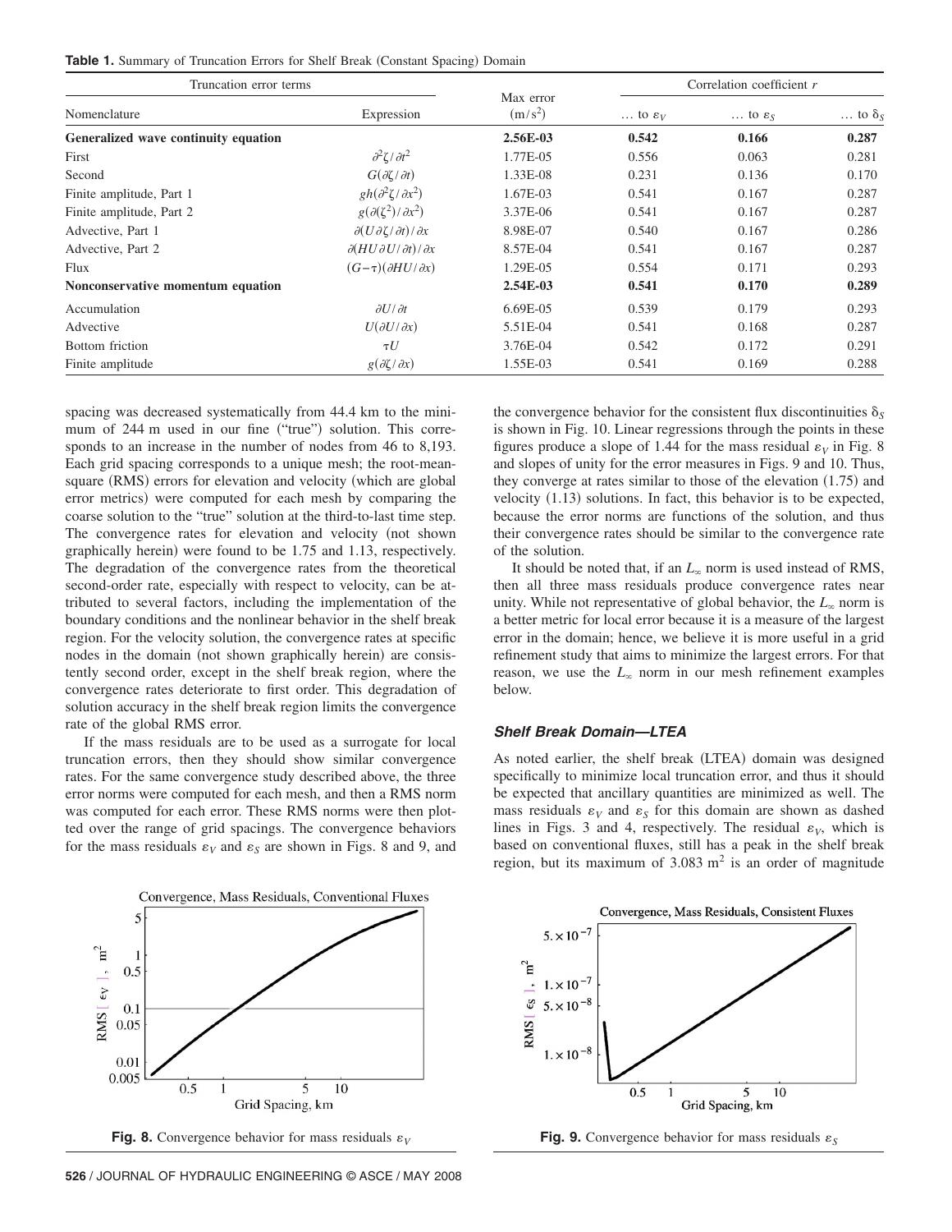**Table 1.** Summary of Truncation Errors for Shelf Break (Constant Spacing) Domain

| Truncation error terms | | Max error $(m/s^2)$ | Correlation coefficient $r$ | | |
|---|---|---|---|---|---|
| Nomenclature | Expression | | … to $\varepsilon_V$ | … to $\varepsilon_S$ | … to $\delta_S$ |
| **Generalized wave continuity equation** | | **2.56E-03** | **0.542** | **0.166** | **0.287** |
| First | $\partial^2\zeta/\partial t^2$ | 1.77E-05 | 0.556 | 0.063 | 0.281 |
| Second | $G(\partial\zeta/\partial t)$ | 1.33E-08 | 0.231 | 0.136 | 0.170 |
| Finite amplitude, Part 1 | $gh(\partial^2\zeta/\partial x^2)$ | 1.67E-03 | 0.541 | 0.167 | 0.287 |
| Finite amplitude, Part 2 | $g(\partial(\zeta^2)/\partial x^2)$ | 3.37E-06 | 0.541 | 0.167 | 0.287 |
| Advective, Part 1 | $\partial(U\partial\zeta/\partial t)/\partial x$ | 8.98E-07 | 0.540 | 0.167 | 0.286 |
| Advective, Part 2 | $\partial(HU\partial U/\partial t)/\partial x$ | 8.57E-04 | 0.541 | 0.167 | 0.287 |
| Flux | $(G-\tau)(\partial HU/\partial x)$ | 1.29E-05 | 0.554 | 0.171 | 0.293 |
| **Nonconservative momentum equation** | | **2.54E-03** | **0.541** | **0.170** | **0.289** |
| Accumulation | $\partial U/\partial t$ | 6.69E-05 | 0.539 | 0.179 | 0.293 |
| Advective | $U(\partial U/\partial x)$ | 5.51E-04 | 0.541 | 0.168 | 0.287 |
| Bottom friction | $\tau U$ | 3.76E-04 | 0.542 | 0.172 | 0.291 |
| Finite amplitude | $g(\partial\zeta/\partial x)$ | 1.55E-03 | 0.541 | 0.169 | 0.288 |

spacing was decreased systematically from 44.4 km to the minimum of 244 m used in our fine ("true") solution. This corresponds to an increase in the number of nodes from 46 to 8,193. Each grid spacing corresponds to a unique mesh; the root-mean-square (RMS) errors for elevation and velocity (which are global error metrics) were computed for each mesh by comparing the coarse solution to the "true" solution at the third-to-last time step. The convergence rates for elevation and velocity (not shown graphically herein) were found to be 1.75 and 1.13, respectively. The degradation of the convergence rates from the theoretical second-order rate, especially with respect to velocity, can be attributed to several factors, including the implementation of the boundary conditions and the nonlinear behavior in the shelf break region. For the velocity solution, the convergence rates at specific nodes in the domain (not shown graphically herein) are consistently second order, except in the shelf break region, where the convergence rates deteriorate to first order. This degradation of solution accuracy in the shelf break region limits the convergence rate of the global RMS error.

If the mass residuals are to be used as a surrogate for local truncation errors, then they should show similar convergence rates. For the same convergence study described above, the three error norms were computed for each mesh, and then a RMS norm was computed for each error. These RMS norms were then plotted over the range of grid spacings. The convergence behaviors for the mass residuals $\varepsilon_V$ and $\varepsilon_S$ are shown in Figs. 8 and 9, and the convergence behavior for the consistent flux discontinuities $\delta_S$ is shown in Fig. 10. Linear regressions through the points in these figures produce a slope of 1.44 for the mass residual $\varepsilon_V$ in Fig. 8 and slopes of unity for the error measures in Figs. 9 and 10. Thus, they converge at rates similar to those of the elevation (1.75) and velocity (1.13) solutions. In fact, this behavior is to be expected, because the error norms are functions of the solution, and thus their convergence rates should be similar to the convergence rate of the solution.

It should be noted that, if an $L_\infty$ norm is used instead of RMS, then all three mass residuals produce convergence rates near unity. While not representative of global behavior, the $L_\infty$ norm is a better metric for local error because it is a measure of the largest error in the domain; hence, we believe it is more useful in a grid refinement study that aims to minimize the largest errors. For that reason, we use the $L_\infty$ norm in our mesh refinement examples below.

### Shelf Break Domain—LTEA

As noted earlier, the shelf break (LTEA) domain was designed specifically to minimize local truncation error, and thus it should be expected that ancillary quantities are minimized as well. The mass residuals $\varepsilon_V$ and $\varepsilon_S$ for this domain are shown as dashed lines in Figs. 3 and 4, respectively. The residual $\varepsilon_V$, which is based on conventional fluxes, still has a peak in the shelf break region, but its maximum of 3.083 $m^2$ is an order of magnitude

**Fig. 8.** Convergence behavior for mass residuals $\varepsilon_V$

**Fig. 9.** Convergence behavior for mass residuals $\varepsilon_S$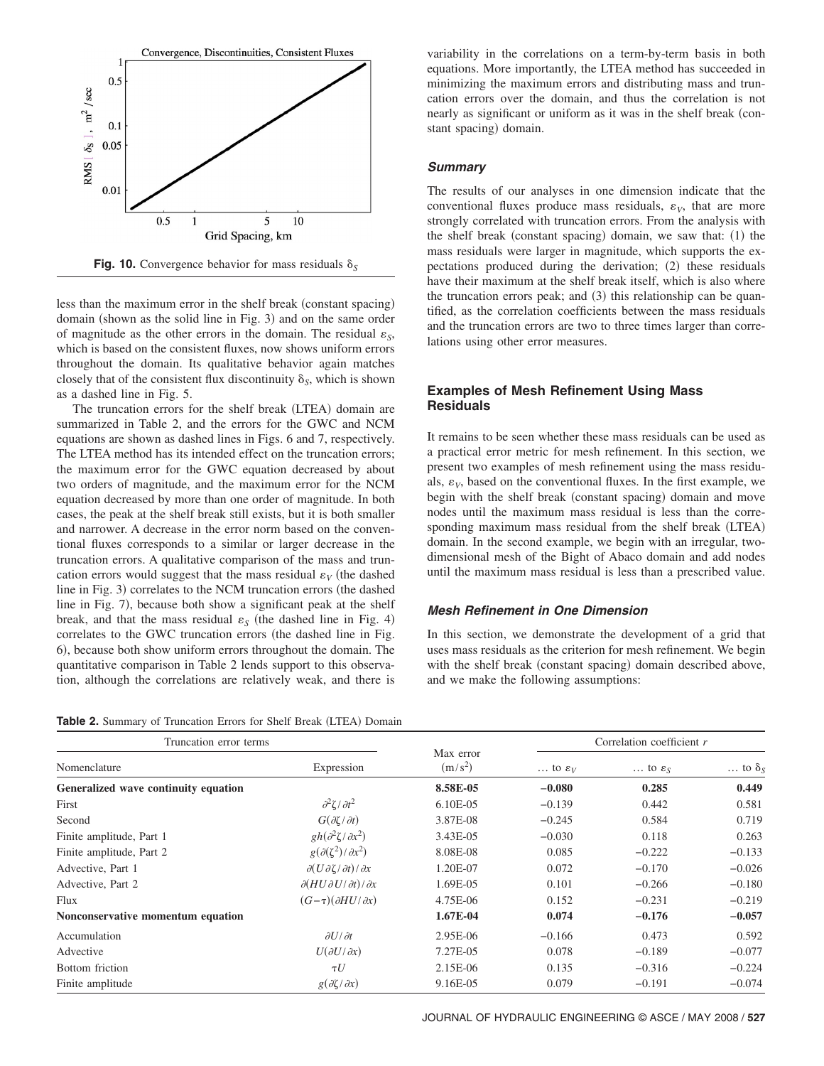Fig. 10. Convergence behavior for mass residuals $\delta_S$

less than the maximum error in the shelf break (constant spacing) domain (shown as the solid line in Fig. 3) and on the same order of magnitude as the other errors in the domain. The residual $\varepsilon_S$, which is based on the consistent fluxes, now shows uniform errors throughout the domain. Its qualitative behavior again matches closely that of the consistent flux discontinuity $\delta_S$, which is shown as a dashed line in Fig. 5.

The truncation errors for the shelf break (LTEA) domain are summarized in Table 2, and the errors for the GWC and NCM equations are shown as dashed lines in Figs. 6 and 7, respectively. The LTEA method has its intended effect on the truncation errors; the maximum error for the GWC equation decreased by about two orders of magnitude, and the maximum error for the NCM equation decreased by more than one order of magnitude. In both cases, the peak at the shelf break still exists, but it is both smaller and narrower. A decrease in the error norm based on the conventional fluxes corresponds to a similar or larger decrease in the truncation errors. A qualitative comparison of the mass and truncation errors would suggest that the mass residual $\varepsilon_V$ (the dashed line in Fig. 3) correlates to the NCM truncation errors (the dashed line in Fig. 7), because both show a significant peak at the shelf break, and that the mass residual $\varepsilon_S$ (the dashed line in Fig. 4) correlates to the GWC truncation errors (the dashed line in Fig. 6), because both show uniform errors throughout the domain. The quantitative comparison in Table 2 lends support to this observation, although the correlations are relatively weak, and there is variability in the correlations on a term-by-term basis in both equations. More importantly, the LTEA method has succeeded in minimizing the maximum errors and distributing mass and truncation errors over the domain, and thus the correlation is not nearly as significant or uniform as it was in the shelf break (constant spacing) domain.

### *Summary*

The results of our analyses in one dimension indicate that the conventional fluxes produce mass residuals, $\varepsilon_V$, that are more strongly correlated with truncation errors. From the analysis with the shelf break (constant spacing) domain, we saw that: (1) the mass residuals were larger in magnitude, which supports the expectations produced during the derivation; (2) these residuals have their maximum at the shelf break itself, which is also where the truncation errors peak; and (3) this relationship can be quantified, as the correlation coefficients between the mass residuals and the truncation errors are two to three times larger than correlations using other error measures.

## Examples of Mesh Refinement Using Mass Residuals

It remains to be seen whether these mass residuals can be used as a practical error metric for mesh refinement. In this section, we present two examples of mesh refinement using the mass residuals, $\varepsilon_V$, based on the conventional fluxes. In the first example, we begin with the shelf break (constant spacing) domain and move nodes until the maximum mass residual is less than the corresponding maximum mass residual from the shelf break (LTEA) domain. In the second example, we begin with an irregular, two-dimensional mesh of the Bight of Abaco domain and add nodes until the maximum mass residual is less than a prescribed value.

### *Mesh Refinement in One Dimension*

In this section, we demonstrate the development of a grid that uses mass residuals as the criterion for mesh refinement. We begin with the shelf break (constant spacing) domain described above, and we make the following assumptions:

**Table 2.** Summary of Truncation Errors for Shelf Break (LTEA) Domain

| Truncation error terms | | Max error $(m/s^2)$ | Correlation coefficient $r$ | | |
|---|---|---|---|---|---|
| Nomenclature | Expression | | … to $\varepsilon_V$ | … to $\varepsilon_S$ | … to $\delta_S$ |
| **Generalized wave continuity equation** | | **8.58E-05** | **−0.080** | **0.285** | **0.449** |
| First | $\partial^2\zeta/\partial t^2$ | 6.10E-05 | −0.139 | 0.442 | 0.581 |
| Second | $G(\partial\zeta/\partial t)$ | 3.87E-08 | −0.245 | 0.584 | 0.719 |
| Finite amplitude, Part 1 | $gh(\partial^2\zeta/\partial x^2)$ | 3.43E-05 | −0.030 | 0.118 | 0.263 |
| Finite amplitude, Part 2 | $g(\partial(\zeta^2)/\partial x^2)$ | 8.08E-08 | 0.085 | −0.222 | −0.133 |
| Advective, Part 1 | $\partial(U\partial\zeta/\partial t)/\partial x$ | 1.20E-07 | 0.072 | −0.170 | −0.026 |
| Advective, Part 2 | $\partial(HU\partial U/\partial t)/\partial x$ | 1.69E-05 | 0.101 | −0.266 | −0.180 |
| Flux | $(G-\tau)(\partial HU/\partial x)$ | 4.75E-06 | 0.152 | −0.231 | −0.219 |
| **Nonconservative momentum equation** | | **1.67E-04** | **0.074** | **−0.176** | **−0.057** |
| Accumulation | $\partial U/\partial t$ | 2.95E-06 | −0.166 | 0.473 | 0.592 |
| Advective | $U(\partial U/\partial x)$ | 7.27E-05 | 0.078 | −0.189 | −0.077 |
| Bottom friction | $\tau U$ | 2.15E-06 | 0.135 | −0.316 | −0.224 |
| Finite amplitude | $g(\partial\zeta/\partial x)$ | 9.16E-05 | 0.079 | −0.191 | −0.074 |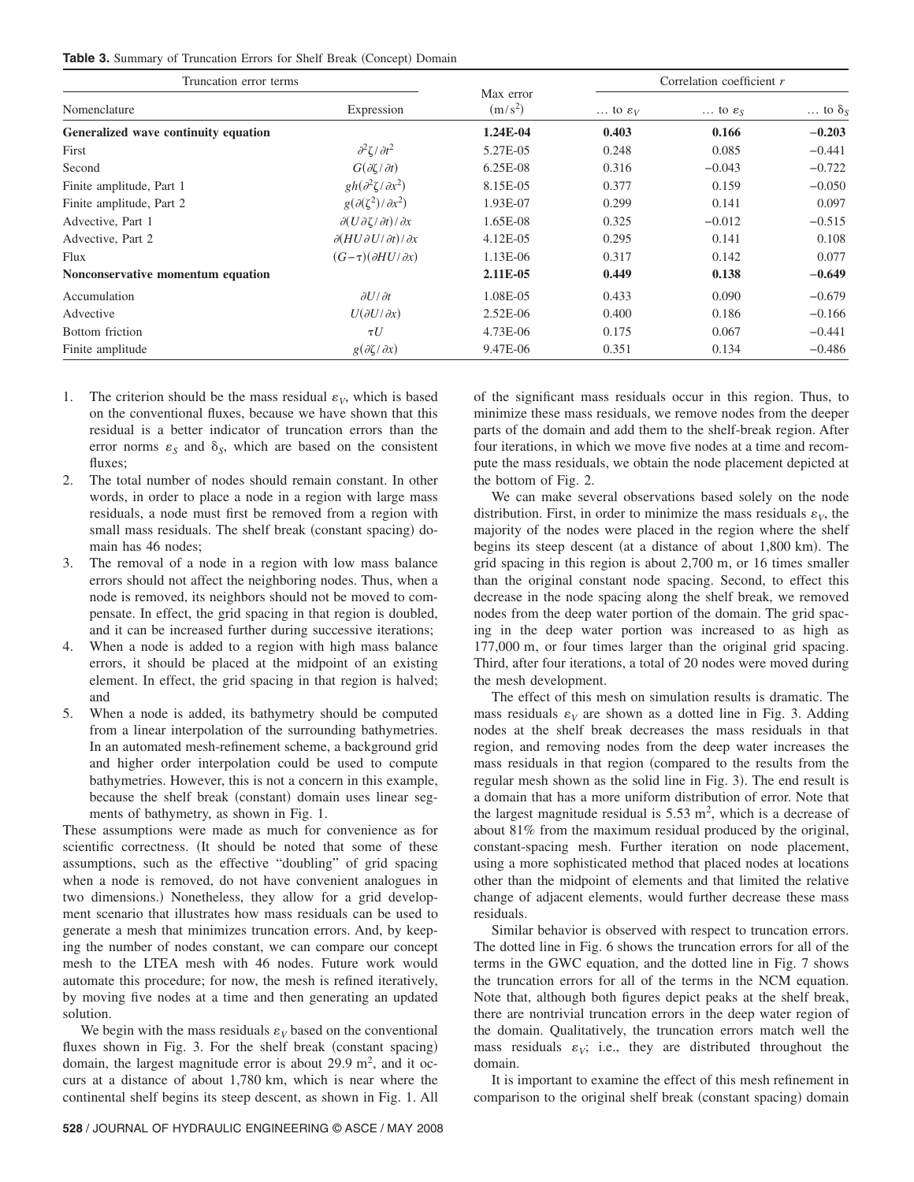**Table 3.** Summary of Truncation Errors for Shelf Break (Concept) Domain

| Truncation error terms | | Max error | Correlation coefficient $r$ | | |
|---|---|---|---|---|---|
| Nomenclature | Expression | $(\mathrm{m/s^2})$ | … to $\varepsilon_V$ | … to $\varepsilon_S$ | … to $\delta_S$ |
| **Generalized wave continuity equation** | | **1.24E-04** | **0.403** | **0.166** | **−0.203** |
| First | $\partial^2\zeta/\partial t^2$ | 5.27E-05 | 0.248 | 0.085 | −0.441 |
| Second | $G(\partial\zeta/\partial t)$ | 6.25E-08 | 0.316 | −0.043 | −0.722 |
| Finite amplitude, Part 1 | $gh(\partial^2\zeta/\partial x^2)$ | 8.15E-05 | 0.377 | 0.159 | −0.050 |
| Finite amplitude, Part 2 | $g(\partial(\zeta^2)/\partial x^2)$ | 1.93E-07 | 0.299 | 0.141 | 0.097 |
| Advective, Part 1 | $\partial(U\partial\zeta/\partial t)/\partial x$ | 1.65E-08 | 0.325 | −0.012 | −0.515 |
| Advective, Part 2 | $\partial(HU\partial U/\partial t)/\partial x$ | 4.12E-05 | 0.295 | 0.141 | 0.108 |
| Flux | $(G-\tau)(\partial HU/\partial x)$ | 1.13E-06 | 0.317 | 0.142 | 0.077 |
| **Nonconservative momentum equation** | | **2.11E-05** | **0.449** | **0.138** | **−0.649** |
| Accumulation | $\partial U/\partial t$ | 1.08E-05 | 0.433 | 0.090 | −0.679 |
| Advective | $U(\partial U/\partial x)$ | 2.52E-06 | 0.400 | 0.186 | −0.166 |
| Bottom friction | $\tau U$ | 4.73E-06 | 0.175 | 0.067 | −0.441 |
| Finite amplitude | $g(\partial\zeta/\partial x)$ | 9.47E-06 | 0.351 | 0.134 | −0.486 |

1. The criterion should be the mass residual $\varepsilon_V$, which is based on the conventional fluxes, because we have shown that this residual is a better indicator of truncation errors than the error norms $\varepsilon_S$ and $\delta_S$, which are based on the consistent fluxes;
2. The total number of nodes should remain constant. In other words, in order to place a node in a region with large mass residuals, a node must first be removed from a region with small mass residuals. The shelf break (constant spacing) domain has 46 nodes;
3. The removal of a node in a region with low mass balance errors should not affect the neighboring nodes. Thus, when a node is removed, its neighbors should not be moved to compensate. In effect, the grid spacing in that region is doubled, and it can be increased further during successive iterations;
4. When a node is added to a region with high mass balance errors, it should be placed at the midpoint of an existing element. In effect, the grid spacing in that region is halved; and
5. When a node is added, its bathymetry should be computed from a linear interpolation of the surrounding bathymetries. In an automated mesh-refinement scheme, a background grid and higher order interpolation could be used to compute bathymetries. However, this is not a concern in this example, because the shelf break (constant) domain uses linear segments of bathymetry, as shown in Fig. 1.

These assumptions were made as much for convenience as for scientific correctness. (It should be noted that some of these assumptions, such as the effective "doubling" of grid spacing when a node is removed, do not have convenient analogues in two dimensions.) Nonetheless, they allow for a grid development scenario that illustrates how mass residuals can be used to generate a mesh that minimizes truncation errors. And, by keeping the number of nodes constant, we can compare our concept mesh to the LTEA mesh with 46 nodes. Future work would automate this procedure; for now, the mesh is refined iteratively, by moving five nodes at a time and then generating an updated solution.

We begin with the mass residuals $\varepsilon_V$ based on the conventional fluxes shown in Fig. 3. For the shelf break (constant spacing) domain, the largest magnitude error is about 29.9 $\mathrm{m^2}$, and it occurs at a distance of about 1,780 km, which is near where the continental shelf begins its steep descent, as shown in Fig. 1. All of the significant mass residuals occur in this region. Thus, to minimize these mass residuals, we remove nodes from the deeper parts of the domain and add them to the shelf-break region. After four iterations, in which we move five nodes at a time and recompute the mass residuals, we obtain the node placement depicted at the bottom of Fig. 2.

We can make several observations based solely on the node distribution. First, in order to minimize the mass residuals $\varepsilon_V$, the majority of the nodes were placed in the region where the shelf begins its steep descent (at a distance of about 1,800 km). The grid spacing in this region is about 2,700 m, or 16 times smaller than the original constant node spacing. Second, to effect this decrease in the node spacing along the shelf break, we removed nodes from the deep water portion of the domain. The grid spacing in the deep water portion was increased to as high as 177,000 m, or four times larger than the original grid spacing. Third, after four iterations, a total of 20 nodes were moved during the mesh development.

The effect of this mesh on simulation results is dramatic. The mass residuals $\varepsilon_V$ are shown as a dotted line in Fig. 3. Adding nodes at the shelf break decreases the mass residuals in that region, and removing nodes from the deep water increases the mass residuals in that region (compared to the results from the regular mesh shown as the solid line in Fig. 3). The end result is a domain that has a more uniform distribution of error. Note that the largest magnitude residual is 5.53 $\mathrm{m^2}$, which is a decrease of about 81% from the maximum residual produced by the original, constant-spacing mesh. Further iteration on node placement, using a more sophisticated method that placed nodes at locations other than the midpoint of elements and that limited the relative change of adjacent elements, would further decrease these mass residuals.

Similar behavior is observed with respect to truncation errors. The dotted line in Fig. 6 shows the truncation errors for all of the terms in the GWC equation, and the dotted line in Fig. 7 shows the truncation errors for all of the terms in the NCM equation. Note that, although both figures depict peaks at the shelf break, there are nontrivial truncation errors in the deep water region of the domain. Qualitatively, the truncation errors match well the mass residuals $\varepsilon_V$; i.e., they are distributed throughout the domain.

It is important to examine the effect of this mesh refinement in comparison to the original shelf break (constant spacing) domain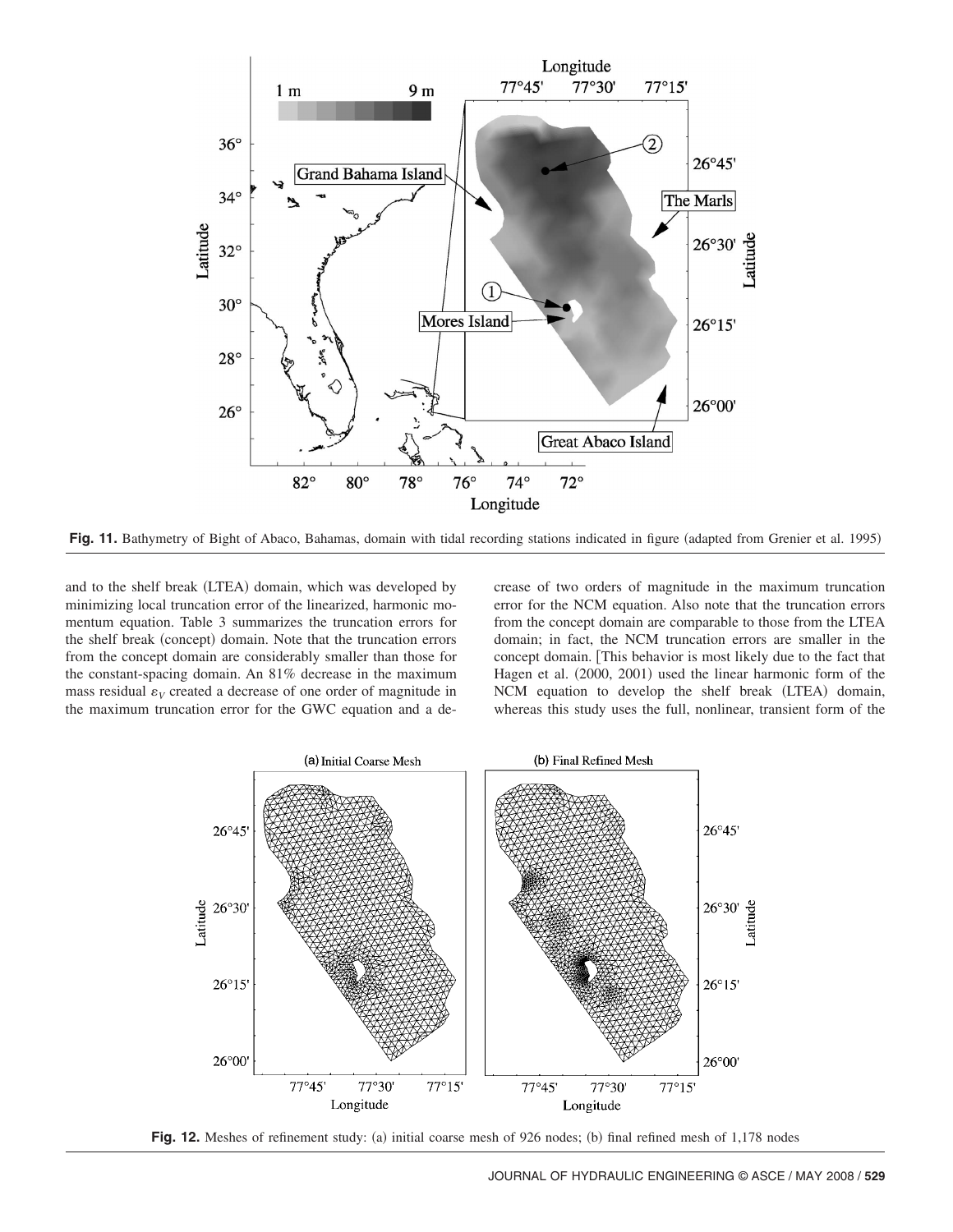Fig. 11. Bathymetry of Bight of Abaco, Bahamas, domain with tidal recording stations indicated in figure (adapted from Grenier et al. 1995)

and to the shelf break (LTEA) domain, which was developed by minimizing local truncation error of the linearized, harmonic momentum equation. Table 3 summarizes the truncation errors for the shelf break (concept) domain. Note that the truncation errors from the concept domain are considerably smaller than those for the constant-spacing domain. An 81% decrease in the maximum mass residual $\varepsilon_V$ created a decrease of one order of magnitude in the maximum truncation error for the GWC equation and a decrease of two orders of magnitude in the maximum truncation error for the NCM equation. Also note that the truncation errors from the concept domain are comparable to those from the LTEA domain; in fact, the NCM truncation errors are smaller in the concept domain. [This behavior is most likely due to the fact that Hagen et al. (2000, 2001) used the linear harmonic form of the NCM equation to develop the shelf break (LTEA) domain, whereas this study uses the full, nonlinear, transient form of the

Fig. 12. Meshes of refinement study: (a) initial coarse mesh of 926 nodes; (b) final refined mesh of 1,178 nodes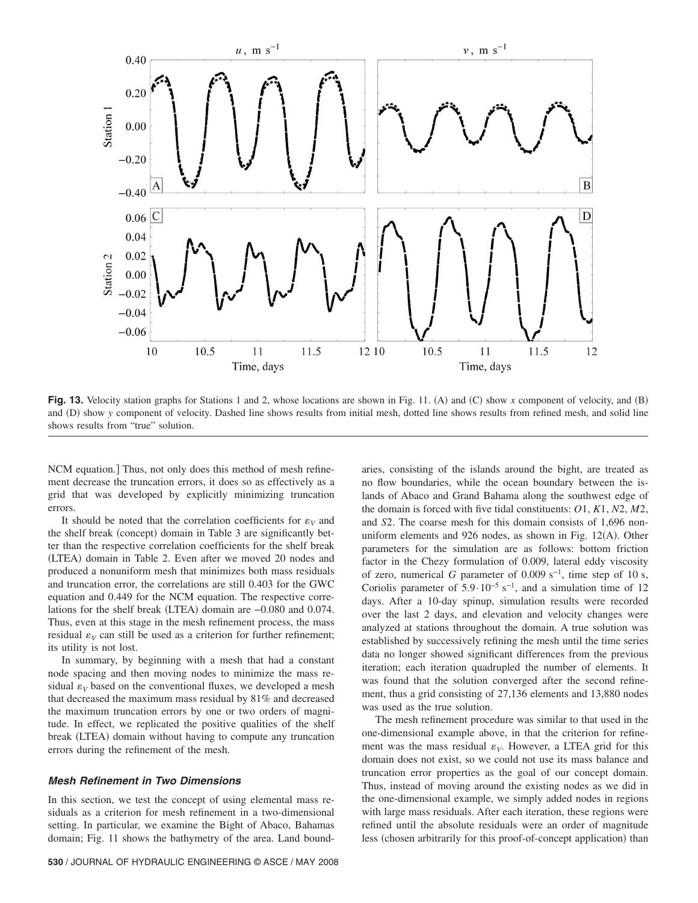Fig. 13. Velocity station graphs for Stations 1 and 2, whose locations are shown in Fig. 11. (A) and (C) show $x$ component of velocity, and (B) and (D) show $y$ component of velocity. Dashed line shows results from initial mesh, dotted line shows results from refined mesh, and solid line shows results from "true" solution.

NCM equation.] Thus, not only does this method of mesh refinement decrease the truncation errors, it does so as effectively as a grid that was developed by explicitly minimizing truncation errors.

It should be noted that the correlation coefficients for $\varepsilon_V$ and the shelf break (concept) domain in Table 3 are significantly better than the respective correlation coefficients for the shelf break (LTEA) domain in Table 2. Even after we moved 20 nodes and produced a nonuniform mesh that minimizes both mass residuals and truncation error, the correlations are still 0.403 for the GWC equation and 0.449 for the NCM equation. The respective correlations for the shelf break (LTEA) domain are −0.080 and 0.074. Thus, even at this stage in the mesh refinement process, the mass residual $\varepsilon_V$ can still be used as a criterion for further refinement; its utility is not lost.

In summary, by beginning with a mesh that had a constant node spacing and then moving nodes to minimize the mass residual $\varepsilon_V$ based on the conventional fluxes, we developed a mesh that decreased the maximum mass residual by 81% and decreased the maximum truncation errors by one or two orders of magnitude. In effect, we replicated the positive qualities of the shelf break (LTEA) domain without having to compute any truncation errors during the refinement of the mesh.

### Mesh Refinement in Two Dimensions

In this section, we test the concept of using elemental mass residuals as a criterion for mesh refinement in a two-dimensional setting. In particular, we examine the Bight of Abaco, Bahamas domain; Fig. 11 shows the bathymetry of the area. Land boundaries, consisting of the islands around the bight, are treated as no flow boundaries, while the ocean boundary between the islands of Abaco and Grand Bahama along the southwest edge of the domain is forced with five tidal constituents: $O1$, $K1$, $N2$, $M2$, and $S2$. The coarse mesh for this domain consists of 1,696 nonuniform elements and 926 nodes, as shown in Fig. 12(A). Other parameters for the simulation are as follows: bottom friction factor in the Chezy formulation of 0.009, lateral eddy viscosity of zero, numerical $G$ parameter of 0.009 $\mathrm{s}^{-1}$, time step of 10 s, Coriolis parameter of $5.9 \cdot 10^{-5}$ $\mathrm{s}^{-1}$, and a simulation time of 12 days. After a 10-day spinup, simulation results were recorded over the last 2 days, and elevation and velocity changes were analyzed at stations throughout the domain. A true solution was established by successively refining the mesh until the time series data no longer showed significant differences from the previous iteration; each iteration quadrupled the number of elements. It was found that the solution converged after the second refinement, thus a grid consisting of 27,136 elements and 13,880 nodes was used as the true solution.

The mesh refinement procedure was similar to that used in the one-dimensional example above, in that the criterion for refinement was the mass residual $\varepsilon_V$. However, a LTEA grid for this domain does not exist, so we could not use its mass balance and truncation error properties as the goal of our concept domain. Thus, instead of moving around the existing nodes as we did in the one-dimensional example, we simply added nodes in regions with large mass residuals. After each iteration, these regions were refined until the absolute residuals were an order of magnitude less (chosen arbitrarily for this proof-of-concept application) than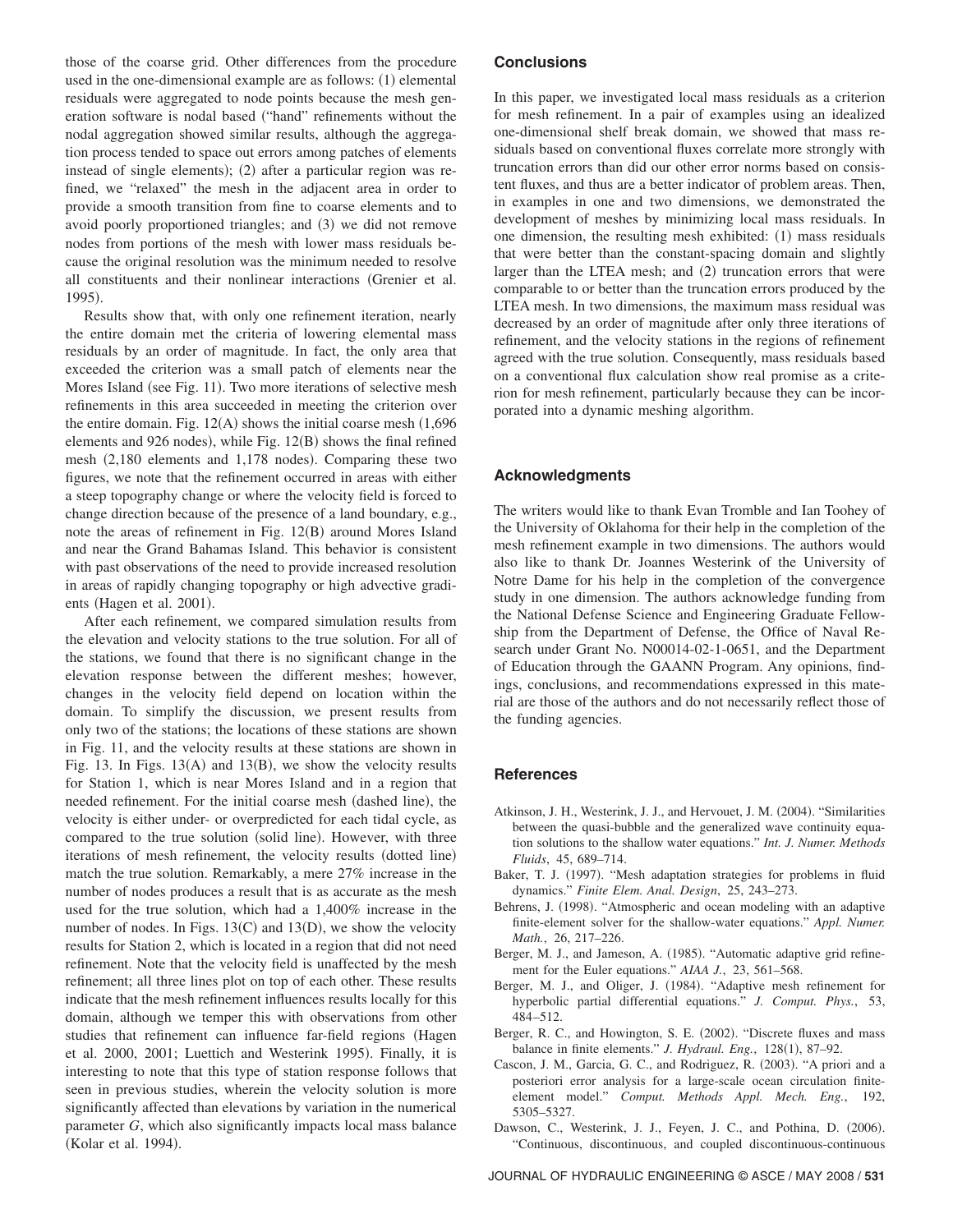those of the coarse grid. Other differences from the procedure used in the one-dimensional example are as follows: (1) elemental residuals were aggregated to node points because the mesh generation software is nodal based ("hand" refinements without the nodal aggregation showed similar results, although the aggregation process tended to space out errors among patches of elements instead of single elements); (2) after a particular region was refined, we "relaxed" the mesh in the adjacent area in order to provide a smooth transition from fine to coarse elements and to avoid poorly proportioned triangles; and (3) we did not remove nodes from portions of the mesh with lower mass residuals because the original resolution was the minimum needed to resolve all constituents and their nonlinear interactions (Grenier et al. 1995).

Results show that, with only one refinement iteration, nearly the entire domain met the criteria of lowering elemental mass residuals by an order of magnitude. In fact, the only area that exceeded the criterion was a small patch of elements near the Mores Island (see Fig. 11). Two more iterations of selective mesh refinements in this area succeeded in meeting the criterion over the entire domain. Fig. 12(A) shows the initial coarse mesh (1,696 elements and 926 nodes), while Fig. 12(B) shows the final refined mesh (2,180 elements and 1,178 nodes). Comparing these two figures, we note that the refinement occurred in areas with either a steep topography change or where the velocity field is forced to change direction because of the presence of a land boundary, e.g., note the areas of refinement in Fig. 12(B) around Mores Island and near the Grand Bahamas Island. This behavior is consistent with past observations of the need to provide increased resolution in areas of rapidly changing topography or high advective gradients (Hagen et al. 2001).

After each refinement, we compared simulation results from the elevation and velocity stations to the true solution. For all of the stations, we found that there is no significant change in the elevation response between the different meshes; however, changes in the velocity field depend on location within the domain. To simplify the discussion, we present results from only two of the stations; the locations of these stations are shown in Fig. 11, and the velocity results at these stations are shown in Fig. 13. In Figs. 13(A) and 13(B), we show the velocity results for Station 1, which is near Mores Island and in a region that needed refinement. For the initial coarse mesh (dashed line), the velocity is either under- or overpredicted for each tidal cycle, as compared to the true solution (solid line). However, with three iterations of mesh refinement, the velocity results (dotted line) match the true solution. Remarkably, a mere 27% increase in the number of nodes produces a result that is as accurate as the mesh used for the true solution, which had a 1,400% increase in the number of nodes. In Figs. 13(C) and 13(D), we show the velocity results for Station 2, which is located in a region that did not need refinement. Note that the velocity field is unaffected by the mesh refinement; all three lines plot on top of each other. These results indicate that the mesh refinement influences results locally for this domain, although we temper this with observations from other studies that refinement can influence far-field regions (Hagen et al. 2000, 2001; Luettich and Westerink 1995). Finally, it is interesting to note that this type of station response follows that seen in previous studies, wherein the velocity solution is more significantly affected than elevations by variation in the numerical parameter $G$, which also significantly impacts local mass balance (Kolar et al. 1994).

## Conclusions

In this paper, we investigated local mass residuals as a criterion for mesh refinement. In a pair of examples using an idealized one-dimensional shelf break domain, we showed that mass residuals based on conventional fluxes correlate more strongly with truncation errors than did our other error norms based on consistent fluxes, and thus are a better indicator of problem areas. Then, in examples in one and two dimensions, we demonstrated the development of meshes by minimizing local mass residuals. In one dimension, the resulting mesh exhibited: (1) mass residuals that were better than the constant-spacing domain and slightly larger than the LTEA mesh; and (2) truncation errors that were comparable to or better than the truncation errors produced by the LTEA mesh. In two dimensions, the maximum mass residual was decreased by an order of magnitude after only three iterations of refinement, and the velocity stations in the regions of refinement agreed with the true solution. Consequently, mass residuals based on a conventional flux calculation show real promise as a criterion for mesh refinement, particularly because they can be incorporated into a dynamic meshing algorithm.

## Acknowledgments

The writers would like to thank Evan Tromble and Ian Toohey of the University of Oklahoma for their help in the completion of the mesh refinement example in two dimensions. The authors would also like to thank Dr. Joannes Westerink of the University of Notre Dame for his help in the completion of the convergence study in one dimension. The authors acknowledge funding from the National Defense Science and Engineering Graduate Fellowship from the Department of Defense, the Office of Naval Research under Grant No. N00014-02-1-0651, and the Department of Education through the GAANN Program. Any opinions, findings, conclusions, and recommendations expressed in this material are those of the authors and do not necessarily reflect those of the funding agencies.

## References

Atkinson, J. H., Westerink, J. J., and Hervouet, J. M. (2004). "Similarities between the quasi-bubble and the generalized wave continuity equation solutions to the shallow water equations." *Int. J. Numer. Methods Fluids*, 45, 689–714.

Baker, T. J. (1997). "Mesh adaptation strategies for problems in fluid dynamics." *Finite Elem. Anal. Design*, 25, 243–273.

Behrens, J. (1998). "Atmospheric and ocean modeling with an adaptive finite-element solver for the shallow-water equations." *Appl. Numer. Math.*, 26, 217–226.

Berger, M. J., and Jameson, A. (1985). "Automatic adaptive grid refinement for the Euler equations." *AIAA J.*, 23, 561–568.

Berger, M. J., and Oliger, J. (1984). "Adaptive mesh refinement for hyperbolic partial differential equations." *J. Comput. Phys.*, 53, 484–512.

Berger, R. C., and Howington, S. E. (2002). "Discrete fluxes and mass balance in finite elements." *J. Hydraul. Eng.*, 128(1), 87–92.

Cascon, J. M., Garcia, G. C., and Rodriguez, R. (2003). "A priori and a posteriori error analysis for a large-scale ocean circulation finite-element model." *Comput. Methods Appl. Mech. Eng.*, 192, 5305–5327.

Dawson, C., Westerink, J. J., Feyen, J. C., and Pothina, D. (2006). "Continuous, discontinuous, and coupled discontinuous-continuous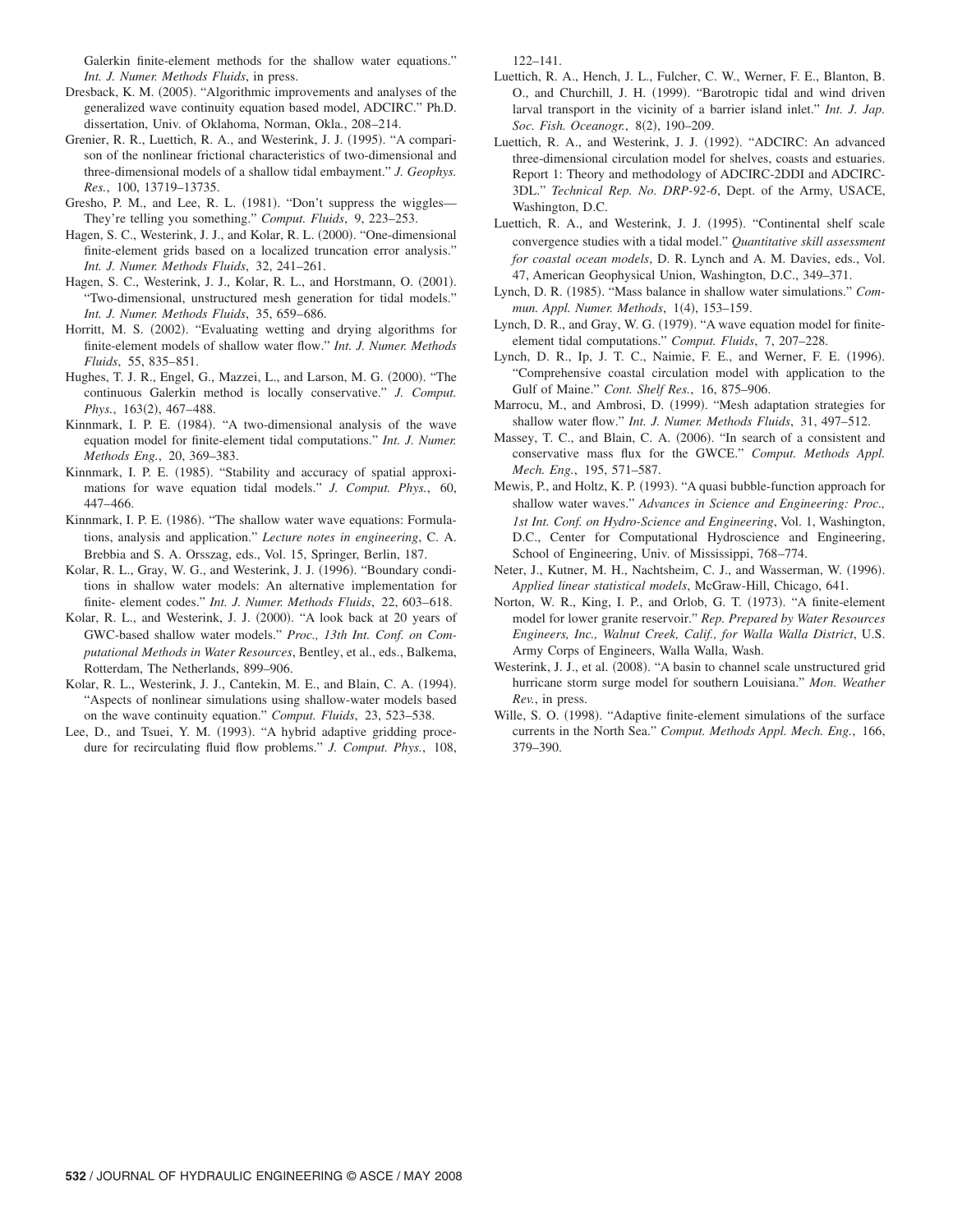Galerkin finite-element methods for the shallow water equations." *Int. J. Numer. Methods Fluids*, in press.

Dresback, K. M. (2005). "Algorithmic improvements and analyses of the generalized wave continuity equation based model, ADCIRC." Ph.D. dissertation, Univ. of Oklahoma, Norman, Okla., 208–214.

Grenier, R. R., Luettich, R. A., and Westerink, J. J. (1995). "A comparison of the nonlinear frictional characteristics of two-dimensional and three-dimensional models of a shallow tidal embayment." *J. Geophys. Res.*, 100, 13719–13735.

Gresho, P. M., and Lee, R. L. (1981). "Don't suppress the wiggles—They're telling you something." *Comput. Fluids*, 9, 223–253.

Hagen, S. C., Westerink, J. J., and Kolar, R. L. (2000). "One-dimensional finite-element grids based on a localized truncation error analysis." *Int. J. Numer. Methods Fluids*, 32, 241–261.

Hagen, S. C., Westerink, J. J., Kolar, R. L., and Horstmann, O. (2001). "Two-dimensional, unstructured mesh generation for tidal models." *Int. J. Numer. Methods Fluids*, 35, 659–686.

Horritt, M. S. (2002). "Evaluating wetting and drying algorithms for finite-element models of shallow water flow." *Int. J. Numer. Methods Fluids*, 55, 835–851.

Hughes, T. J. R., Engel, G., Mazzei, L., and Larson, M. G. (2000). "The continuous Galerkin method is locally conservative." *J. Comput. Phys.*, 163(2), 467–488.

Kinnmark, I. P. E. (1984). "A two-dimensional analysis of the wave equation model for finite-element tidal computations." *Int. J. Numer. Methods Eng.*, 20, 369–383.

Kinnmark, I. P. E. (1985). "Stability and accuracy of spatial approximations for wave equation tidal models." *J. Comput. Phys.*, 60, 447–466.

Kinnmark, I. P. E. (1986). "The shallow water wave equations: Formulations, analysis and application." *Lecture notes in engineering*, C. A. Brebbia and S. A. Orsszag, eds., Vol. 15, Springer, Berlin, 187.

Kolar, R. L., Gray, W. G., and Westerink, J. J. (1996). "Boundary conditions in shallow water models: An alternative implementation for finite- element codes." *Int. J. Numer. Methods Fluids*, 22, 603–618.

Kolar, R. L., and Westerink, J. J. (2000). "A look back at 20 years of GWC-based shallow water models." *Proc., 13th Int. Conf. on Computational Methods in Water Resources*, Bentley, et al., eds., Balkema, Rotterdam, The Netherlands, 899–906.

Kolar, R. L., Westerink, J. J., Cantekin, M. E., and Blain, C. A. (1994). "Aspects of nonlinear simulations using shallow-water models based on the wave continuity equation." *Comput. Fluids*, 23, 523–538.

Lee, D., and Tsuei, Y. M. (1993). "A hybrid adaptive gridding procedure for recirculating fluid flow problems." *J. Comput. Phys.*, 108, 122–141.

Luettich, R. A., Hench, J. L., Fulcher, C. W., Werner, F. E., Blanton, B. O., and Churchill, J. H. (1999). "Barotropic tidal and wind driven larval transport in the vicinity of a barrier island inlet." *Int. J. Jap. Soc. Fish. Oceanogr.*, 8(2), 190–209.

Luettich, R. A., and Westerink, J. J. (1992). "ADCIRC: An advanced three-dimensional circulation model for shelves, coasts and estuaries. Report 1: Theory and methodology of ADCIRC-2DDI and ADCIRC-3DL." *Technical Rep. No. DRP-92-6*, Dept. of the Army, USACE, Washington, D.C.

Luettich, R. A., and Westerink, J. J. (1995). "Continental shelf scale convergence studies with a tidal model." *Quantitative skill assessment for coastal ocean models*, D. R. Lynch and A. M. Davies, eds., Vol. 47, American Geophysical Union, Washington, D.C., 349–371.

Lynch, D. R. (1985). "Mass balance in shallow water simulations." *Commun. Appl. Numer. Methods*, 1(4), 153–159.

Lynch, D. R., and Gray, W. G. (1979). "A wave equation model for finite-element tidal computations." *Comput. Fluids*, 7, 207–228.

Lynch, D. R., Ip, J. T. C., Naimie, F. E., and Werner, F. E. (1996). "Comprehensive coastal circulation model with application to the Gulf of Maine." *Cont. Shelf Res.*, 16, 875–906.

Marrocu, M., and Ambrosi, D. (1999). "Mesh adaptation strategies for shallow water flow." *Int. J. Numer. Methods Fluids*, 31, 497–512.

Massey, T. C., and Blain, C. A. (2006). "In search of a consistent and conservative mass flux for the GWCE." *Comput. Methods Appl. Mech. Eng.*, 195, 571–587.

Mewis, P., and Holtz, K. P. (1993). "A quasi bubble-function approach for shallow water waves." *Advances in Science and Engineering: Proc., 1st Int. Conf. on Hydro-Science and Engineering*, Vol. 1, Washington, D.C., Center for Computational Hydroscience and Engineering, School of Engineering, Univ. of Mississippi, 768–774.

Neter, J., Kutner, M. H., Nachtsheim, C. J., and Wasserman, W. (1996). *Applied linear statistical models*, McGraw-Hill, Chicago, 641.

Norton, W. R., King, I. P., and Orlob, G. T. (1973). "A finite-element model for lower granite reservoir." *Rep. Prepared by Water Resources Engineers, Inc., Walnut Creek, Calif., for Walla Walla District*, U.S. Army Corps of Engineers, Walla Walla, Wash.

Westerink, J. J., et al. (2008). "A basin to channel scale unstructured grid hurricane storm surge model for southern Louisiana." *Mon. Weather Rev.*, in press.

Wille, S. O. (1998). "Adaptive finite-element simulations of the surface currents in the North Sea." *Comput. Methods Appl. Mech. Eng.*, 166, 379–390.